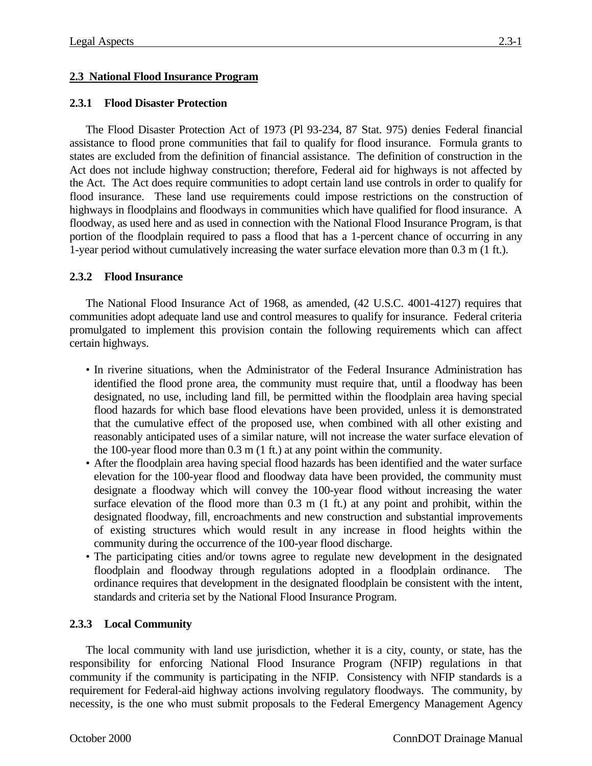## 2.3 National Flood Insurance Program

### 2.3.1 Flood Disaster Protection

The Flood Disaster Protection Act of 1973 (Pl 93-234, 87 Stat. 975) denies Federal financial assistance to flood prone communities that fail to qualify for flood insurance. Formula grants to states are excluded from the definition of financial assistance. The definition of construction in the Act does not include highway construction; therefore, Federal aid for highways is not affected by the Act. The Act does require communities to adopt certain land use controls in order to qualify for flood insurance. These land use requirements could impose restrictions on the construction of highways in floodplains and floodways in communities which have qualified for flood insurance. A floodway, as used here and as used in connection with the National Flood Insurance Program, is that portion of the floodplain required to pass a flood that has a 1-percent chance of occurring in any 1-year period without cumulatively increasing the water surface elevation more than 0.3 m (1 ft.).

### 2.3.2 Flood Insurance

The National Flood Insurance Act of 1968, as amended, (42 U.S.C. 4001-4127) requires that communities adopt adequate land use and control measures to qualify for insurance. Federal criteria promulgated to implement this provision contain the following requirements which can affect certain highways.

- In riverine situations, when the Administrator of the Federal Insurance Administration has identified the flood prone area, the community must require that, until a floodway has been designated, no use, including land fill, be permitted within the floodplain area having special flood hazards for which base flood elevations have been provided, unless it is demonstrated that the cumulative effect of the proposed use, when combined with all other existing and reasonably anticipated uses of a similar nature, will not increase the water surface elevation of the 100-year flood more than 0.3 m (1 ft.) at any point within the community.
- After the floodplain area having special flood hazards has been identified and the water surface elevation for the 100-year flood and floodway data have been provided, the community must designate a floodway which will convey the 100-year flood without increasing the water surface elevation of the flood more than 0.3 m (1 ft.) at any point and prohibit, within the designated floodway, fill, encroachments and new construction and substantial improvements of existing structures which would result in any increase in flood heights within the community during the occurrence of the 100-year flood discharge.
- The participating cities and/or towns agree to regulate new development in the designated floodplain and floodway through regulations adopted in a floodplain ordinance. The ordinance requires that development in the designated floodplain be consistent with the intent, standards and criteria set by the National Flood Insurance Program.

### 2.3.3 Local Community

The local community with land use jurisdiction, whether it is a city, county, or state, has the responsibility for enforcing National Flood Insurance Program (NFIP) regulations in that community if the community is participating in the NFIP. Consistency with NFIP standards is a requirement for Federal-aid highway actions involving regulatory floodways. The community, by necessity, is the one who must submit proposals to the Federal Emergency Management Agency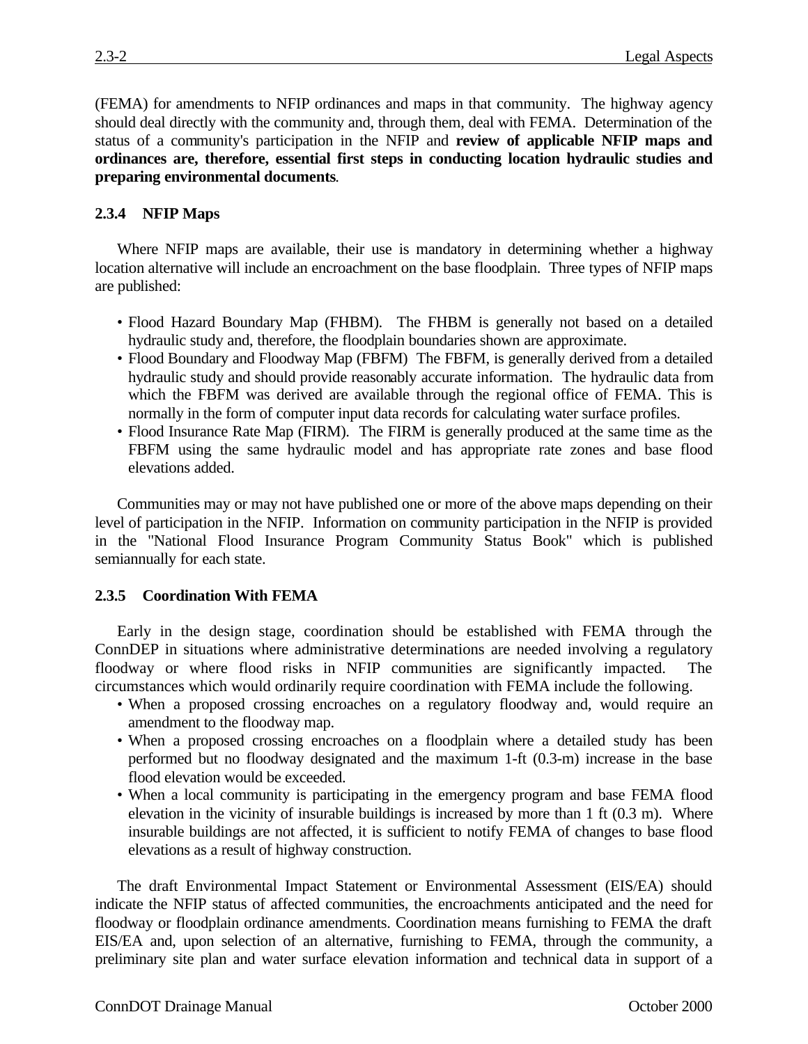(FEMA) for amendments to NFIP ordinances and maps in that community. The highway agency should deal directly with the community and, through them, deal with FEMA. Determination of the status of a community's participation in the NFIP and **review of applicable NFIP maps and ordinances are, therefore, essential first steps in conducting location hydraulic studies and preparing environmental documents**.

### 2.3.4 NFIP Maps

Where NFIP maps are available, their use is mandatory in determining whether a highway location alternative will include an encroachment on the base floodplain. Three types of NFIP maps are published:

- Flood Hazard Boundary Map (FHBM). The FHBM is generally not based on a detailed hydraulic study and, therefore, the floodplain boundaries shown are approximate.
- Flood Boundary and Floodway Map (FBFM) The FBFM, is generally derived from a detailed hydraulic study and should provide reasonably accurate information. The hydraulic data from which the FBFM was derived are available through the regional office of FEMA. This is normally in the form of computer input data records for calculating water surface profiles.
- Flood Insurance Rate Map (FIRM). The FIRM is generally produced at the same time as the FBFM using the same hydraulic model and has appropriate rate zones and base flood elevations added.

Communities may or may not have published one or more of the above maps depending on their level of participation in the NFIP. Information on community participation in the NFIP is provided in the "National Flood Insurance Program Community Status Book" which is published semiannually for each state.

### 2.3.5 Coordination With FEMA

Early in the design stage, coordination should be established with FEMA through the ConnDEP in situations where administrative determinations are needed involving a regulatory floodway or where flood risks in NFIP communities are significantly impacted. The circumstances which would ordinarily require coordination with FEMA include the following.

- When a proposed crossing encroaches on a regulatory floodway and, would require an amendment to the floodway map.
- When a proposed crossing encroaches on a floodplain where a detailed study has been performed but no floodway designated and the maximum 1-ft (0.3-m) increase in the base flood elevation would be exceeded.
- When a local community is participating in the emergency program and base FEMA flood elevation in the vicinity of insurable buildings is increased by more than 1 ft (0.3 m). Where insurable buildings are not affected, it is sufficient to notify FEMA of changes to base flood elevations as a result of highway construction.

The draft Environmental Impact Statement or Environmental Assessment (EIS/EA) should indicate the NFIP status of affected communities, the encroachments anticipated and the need for floodway or floodplain ordinance amendments. Coordination means furnishing to FEMA the draft EIS/EA and, upon selection of an alternative, furnishing to FEMA, through the community, a preliminary site plan and water surface elevation information and technical data in support of a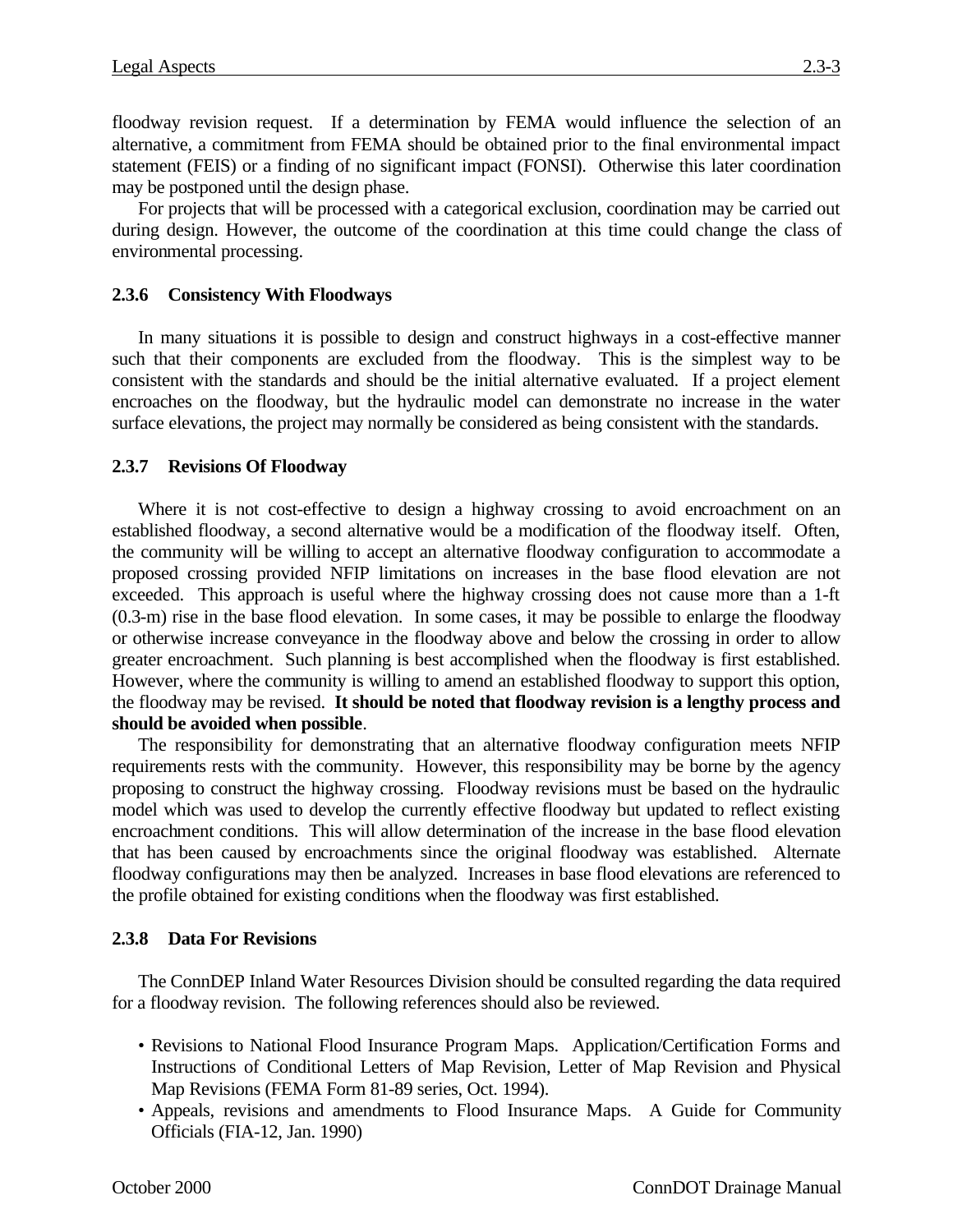floodway revision request. If a determination by FEMA would influence the selection of an alternative, a commitment from FEMA should be obtained prior to the final environmental impact statement (FEIS) or a finding of no significant impact (FONSI). Otherwise this later coordination may be postponed until the design phase.

For projects that will be processed with a categorical exclusion, coordination may be carried out during design. However, the outcome of the coordination at this time could change the class of environmental processing.

### 2.3.6 Consistency With Floodways

In many situations it is possible to design and construct highways in a cost-effective manner such that their components are excluded from the floodway. This is the simplest way to be consistent with the standards and should be the initial alternative evaluated. If a project element encroaches on the floodway, but the hydraulic model can demonstrate no increase in the water surface elevations, the project may normally be considered as being consistent with the standards.

### 2.3.7 Revisions Of Floodway

Where it is not cost-effective to design a highway crossing to avoid encroachment on an established floodway, a second alternative would be a modification of the floodway itself. Often, the community will be willing to accept an alternative floodway configuration to accommodate a proposed crossing provided NFIP limitations on increases in the base flood elevation are not exceeded. This approach is useful where the highway crossing does not cause more than a 1-ft (0.3-m) rise in the base flood elevation. In some cases, it may be possible to enlarge the floodway or otherwise increase conveyance in the floodway above and below the crossing in order to allow greater encroachment. Such planning is best accomplished when the floodway is first established. However, where the community is willing to amend an established floodway to support this option, the floodway may be revised. **It should be noted that floodway revision is a lengthy process and should be avoided when possible**.

The responsibility for demonstrating that an alternative floodway configuration meets NFIP requirements rests with the community. However, this responsibility may be borne by the agency proposing to construct the highway crossing. Floodway revisions must be based on the hydraulic model which was used to develop the currently effective floodway but updated to reflect existing encroachment conditions. This will allow determination of the increase in the base flood elevation that has been caused by encroachments since the original floodway was established. Alternate floodway configurations may then be analyzed. Increases in base flood elevations are referenced to the profile obtained for existing conditions when the floodway was first established.

### 2.3.8 Data For Revisions

The ConnDEP Inland Water Resources Division should be consulted regarding the data required for a floodway revision. The following references should also be reviewed.

- Revisions to National Flood Insurance Program Maps. Application/Certification Forms and Instructions of Conditional Letters of Map Revision, Letter of Map Revision and Physical Map Revisions (FEMA Form 81-89 series, Oct. 1994).
- Appeals, revisions and amendments to Flood Insurance Maps. A Guide for Community Officials (FIA-12, Jan. 1990)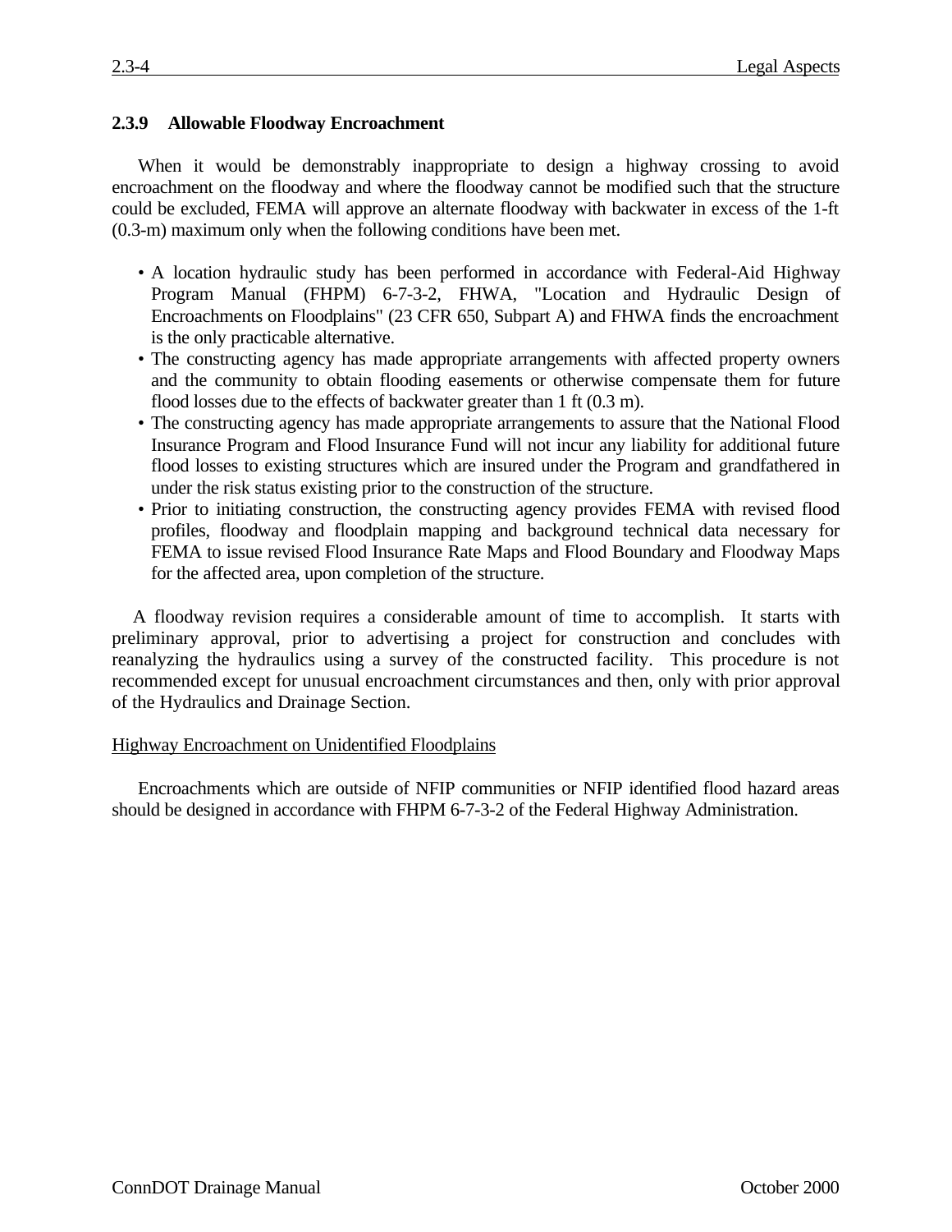### 2.3.9 Allowable Floodway Encroachment

When it would be demonstrably inappropriate to design a highway crossing to avoid encroachment on the floodway and where the floodway cannot be modified such that the structure could be excluded, FEMA will approve an alternate floodway with backwater in excess of the 1-ft (0.3-m) maximum only when the following conditions have been met.

- A location hydraulic study has been performed in accordance with Federal-Aid Highway Program Manual (FHPM) 6-7-3-2, FHWA, "Location and Hydraulic Design of Encroachments on Floodplains" (23 CFR 650, Subpart A) and FHWA finds the encroachment is the only practicable alternative.
- The constructing agency has made appropriate arrangements with affected property owners and the community to obtain flooding easements or otherwise compensate them for future flood losses due to the effects of backwater greater than 1 ft (0.3 m).
- The constructing agency has made appropriate arrangements to assure that the National Flood Insurance Program and Flood Insurance Fund will not incur any liability for additional future flood losses to existing structures which are insured under the Program and grandfathered in under the risk status existing prior to the construction of the structure.
- Prior to initiating construction, the constructing agency provides FEMA with revised flood profiles, floodway and floodplain mapping and background technical data necessary for FEMA to issue revised Flood Insurance Rate Maps and Flood Boundary and Floodway Maps for the affected area, upon completion of the structure.

A floodway revision requires a considerable amount of time to accomplish. It starts with preliminary approval, prior to advertising a project for construction and concludes with reanalyzing the hydraulics using a survey of the constructed facility. This procedure is not recommended except for unusual encroachment circumstances and then, only with prior approval of the Hydraulics and Drainage Section.

Highway Encroachment on Unidentified Floodplains

Encroachments which are outside of NFIP communities or NFIP identified flood hazard areas should be designed in accordance with FHPM 6-7-3-2 of the Federal Highway Administration.